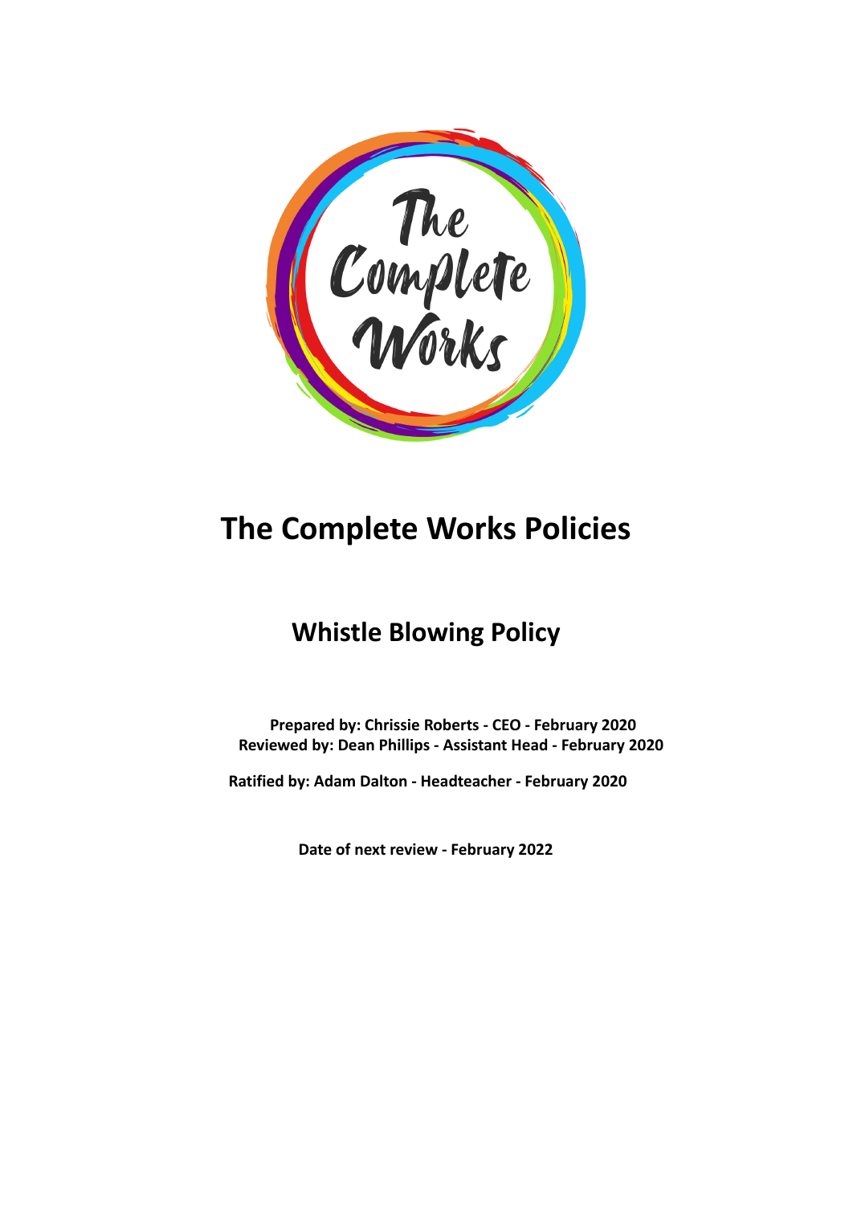# The Complete Works Policies

## Whistle Blowing Policy

**Prepared by: Chrissie Roberts - CEO - February 2020**
**Reviewed by: Dean Phillips - Assistant Head - February 2020**

**Ratified by: Adam Dalton - Headteacher - February 2020**

**Date of next review - February 2022**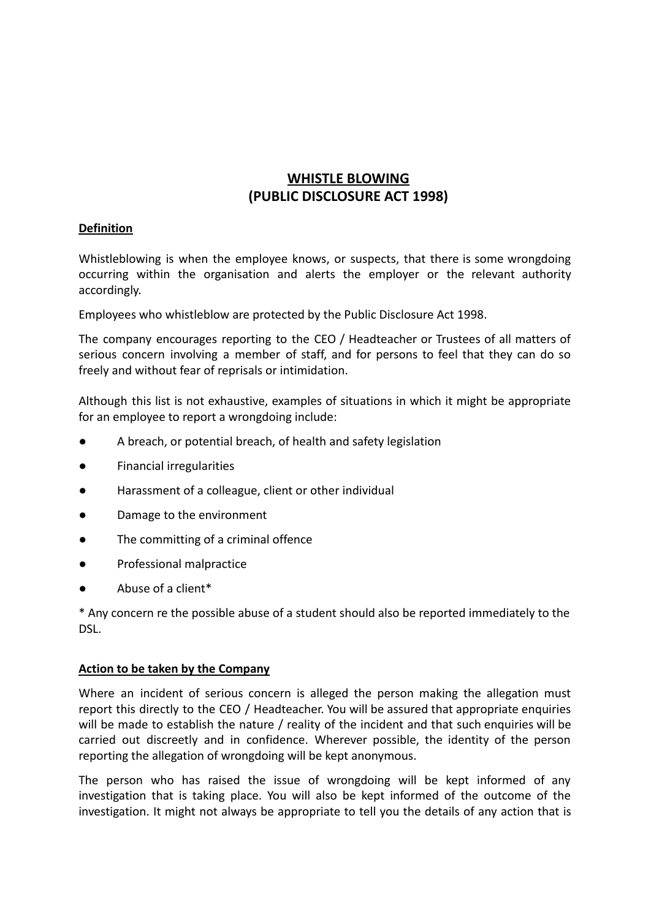## WHISTLE BLOWING
## (PUBLIC DISCLOSURE ACT 1998)

**Definition**

Whistleblowing is when the employee knows, or suspects, that there is some wrongdoing occurring within the organisation and alerts the employer or the relevant authority accordingly.

Employees who whistleblow are protected by the Public Disclosure Act 1998.

The company encourages reporting to the CEO / Headteacher or Trustees of all matters of serious concern involving a member of staff, and for persons to feel that they can do so freely and without fear of reprisals or intimidation.

Although this list is not exhaustive, examples of situations in which it might be appropriate for an employee to report a wrongdoing include:

- A breach, or potential breach, of health and safety legislation
- Financial irregularities
- Harassment of a colleague, client or other individual
- Damage to the environment
- The committing of a criminal offence
- Professional malpractice
- Abuse of a client*

* Any concern re the possible abuse of a student should also be reported immediately to the DSL.

**Action to be taken by the Company**

Where an incident of serious concern is alleged the person making the allegation must report this directly to the CEO / Headteacher. You will be assured that appropriate enquiries will be made to establish the nature / reality of the incident and that such enquiries will be carried out discreetly and in confidence. Wherever possible, the identity of the person reporting the allegation of wrongdoing will be kept anonymous.

The person who has raised the issue of wrongdoing will be kept informed of any investigation that is taking place. You will also be kept informed of the outcome of the investigation. It might not always be appropriate to tell you the details of any action that is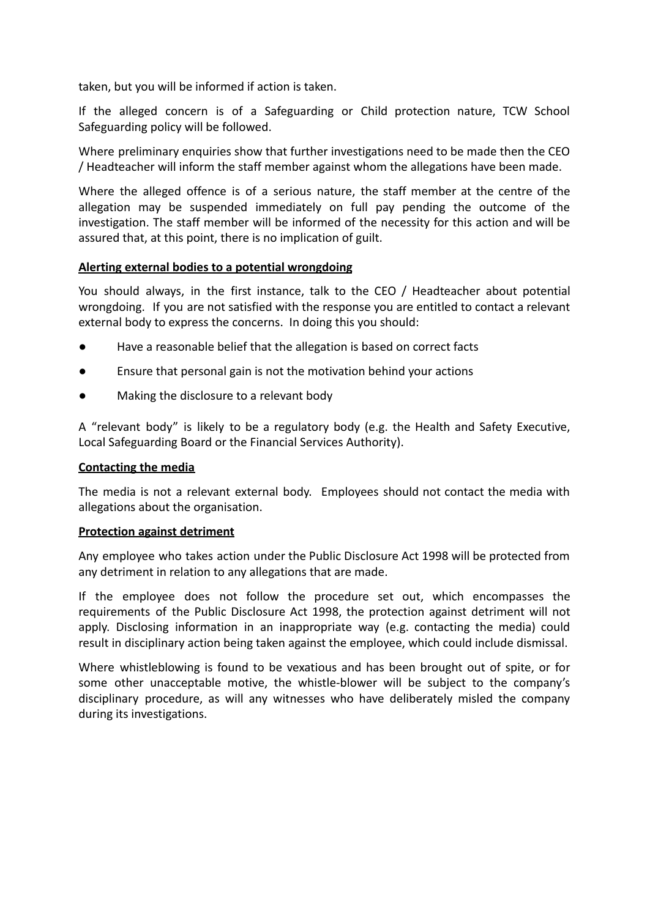taken, but you will be informed if action is taken.

If the alleged concern is of a Safeguarding or Child protection nature, TCW School Safeguarding policy will be followed.

Where preliminary enquiries show that further investigations need to be made then the CEO / Headteacher will inform the staff member against whom the allegations have been made.

Where the alleged offence is of a serious nature, the staff member at the centre of the allegation may be suspended immediately on full pay pending the outcome of the investigation. The staff member will be informed of the necessity for this action and will be assured that, at this point, there is no implication of guilt.

**Alerting external bodies to a potential wrongdoing**

You should always, in the first instance, talk to the CEO / Headteacher about potential wrongdoing. If you are not satisfied with the response you are entitled to contact a relevant external body to express the concerns. In doing this you should:

- Have a reasonable belief that the allegation is based on correct facts
- Ensure that personal gain is not the motivation behind your actions
- Making the disclosure to a relevant body

A "relevant body" is likely to be a regulatory body (e.g. the Health and Safety Executive, Local Safeguarding Board or the Financial Services Authority).

**Contacting the media**

The media is not a relevant external body. Employees should not contact the media with allegations about the organisation.

**Protection against detriment**

Any employee who takes action under the Public Disclosure Act 1998 will be protected from any detriment in relation to any allegations that are made.

If the employee does not follow the procedure set out, which encompasses the requirements of the Public Disclosure Act 1998, the protection against detriment will not apply. Disclosing information in an inappropriate way (e.g. contacting the media) could result in disciplinary action being taken against the employee, which could include dismissal.

Where whistleblowing is found to be vexatious and has been brought out of spite, or for some other unacceptable motive, the whistle-blower will be subject to the company's disciplinary procedure, as will any witnesses who have deliberately misled the company during its investigations.